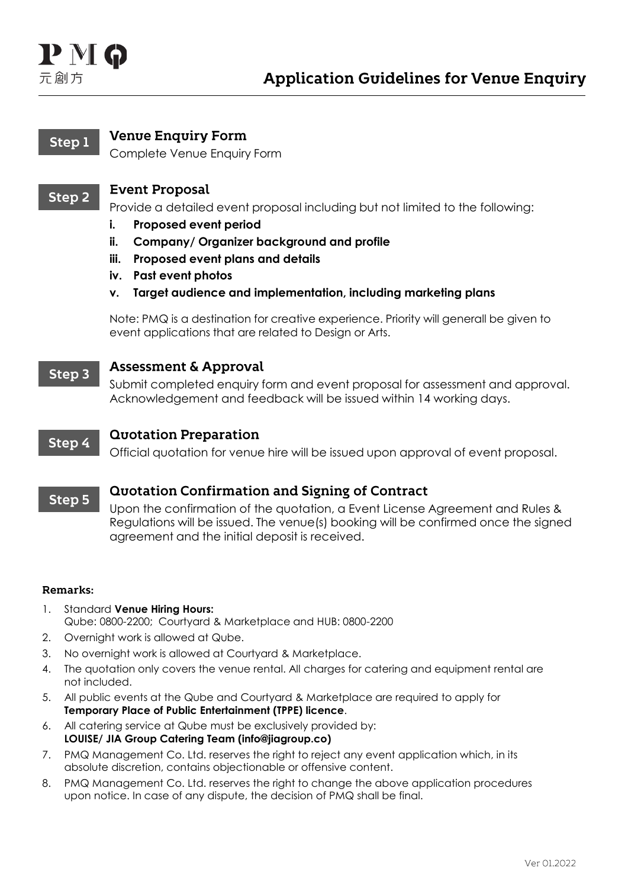P M Q
元創方

# Application Guidelines for Venue Enquiry

## Step 1 Venue Enquiry Form

Complete Venue Enquiry Form

## Step 2 Event Proposal

Provide a detailed event proposal including but not limited to the following:

i. **Proposed event period**
ii. **Company/ Organizer background and profile**
iii. **Proposed event plans and details**
iv. **Past event photos**
v. **Target audience and implementation, including marketing plans**

Note: PMQ is a destination for creative experience. Priority will generall be given to event applications that are related to Design or Arts.

## Step 3 Assessment & Approval

Submit completed enquiry form and event proposal for assessment and approval. Acknowledgement and feedback will be issued within 14 working days.

## Step 4 Quotation Preparation

Official quotation for venue hire will be issued upon approval of event proposal.

## Step 5 Quotation Confirmation and Signing of Contract

Upon the confirmation of the quotation, a Event License Agreement and Rules & Regulations will be issued. The venue(s) booking will be confirmed once the signed agreement and the initial deposit is received.

**Remarks:**

1. Standard **Venue Hiring Hours:**
   Qube: 0800-2200; Courtyard & Marketplace and HUB: 0800-2200
2. Overnight work is allowed at Qube.
3. No overnight work is allowed at Courtyard & Marketplace.
4. The quotation only covers the venue rental. All charges for catering and equipment rental are not included.
5. All public events at the Qube and Courtyard & Marketplace are required to apply for **Temporary Place of Public Entertainment (TPPE) licence**.
6. All catering service at Qube must be exclusively provided by:
   **LOUISE/ JIA Group Catering Team (info@jiagroup.co)**
7. PMQ Management Co. Ltd. reserves the right to reject any event application which, in its absolute discretion, contains objectionable or offensive content.
8. PMQ Management Co. Ltd. reserves the right to change the above application procedures upon notice. In case of any dispute, the decision of PMQ shall be final.

Ver 01.2022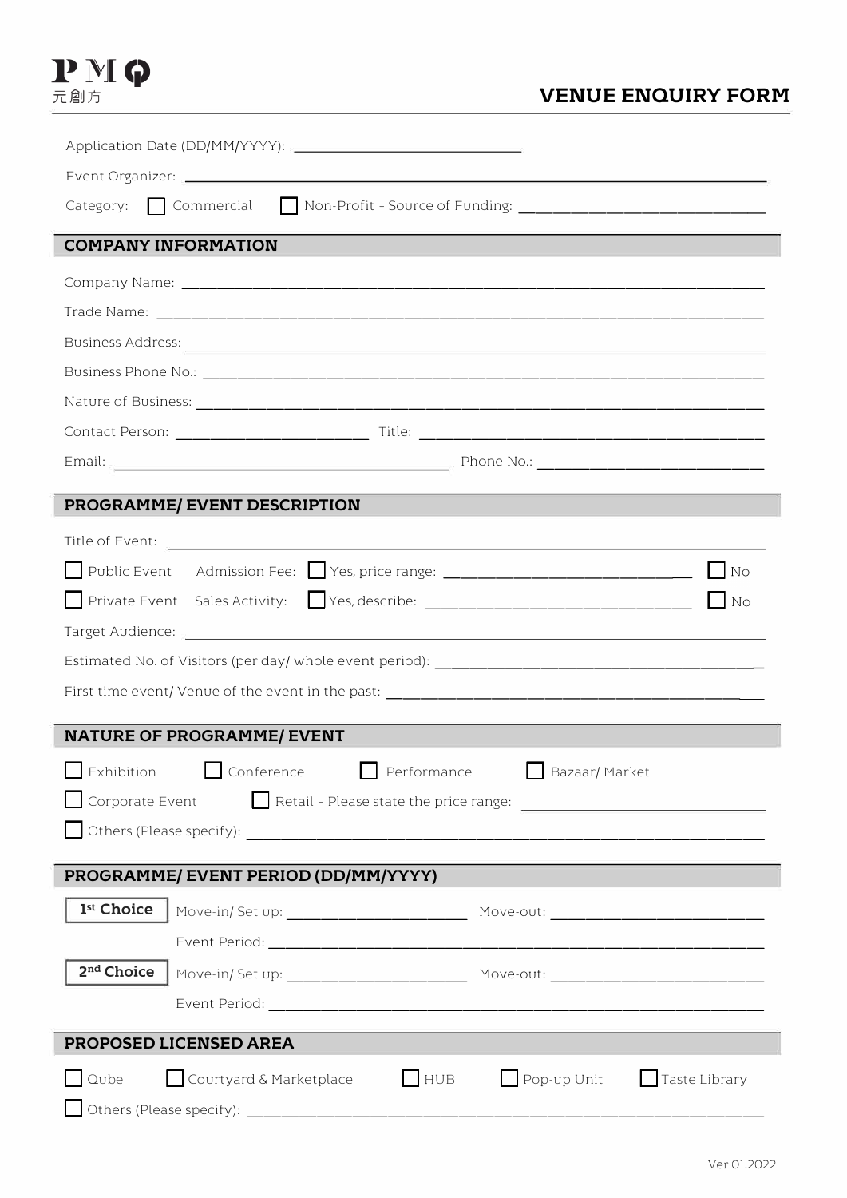PMQ 元創方

# VENUE ENQUIRY FORM

Application Date (DD/MM/YYYY): ____________________

Event Organizer: ____________________

Category: ☐ Commercial ☐ Non-Profit - Source of Funding: ____________________

## COMPANY INFORMATION

Company Name: ____________________

Trade Name: ____________________

Business Address: ____________________

Business Phone No.: ____________________

Nature of Business: ____________________

Contact Person: ____________________ Title: ____________________

Email: ____________________ Phone No.: ____________________

## PROGRAMME/ EVENT DESCRIPTION

Title of Event: ____________________

☐ Public Event Admission Fee: ☐ Yes, price range: ____________________ ☐ No

☐ Private Event Sales Activity: ☐ Yes, describe: ____________________ ☐ No

Target Audience: ____________________

Estimated No. of Visitors (per day/ whole event period): ____________________

First time event/ Venue of the event in the past: ____________________

## NATURE OF PROGRAMME/ EVENT

☐ Exhibition ☐ Conference ☐ Performance ☐ Bazaar/ Market

☐ Corporate Event ☐ Retail - Please state the price range: ____________________

☐ Others (Please specify): ____________________

## PROGRAMME/ EVENT PERIOD (DD/MM/YYYY)

**1st Choice** Move-in/ Set up: ____________________ Move-out: ____________________

Event Period: ____________________

**2nd Choice** Move-in/ Set up: ____________________ Move-out: ____________________

Event Period: ____________________

## PROPOSED LICENSED AREA

☐ Qube ☐ Courtyard & Marketplace ☐ HUB ☐ Pop-up Unit ☐ Taste Library

☐ Others (Please specify): ____________________

Ver 01.2022